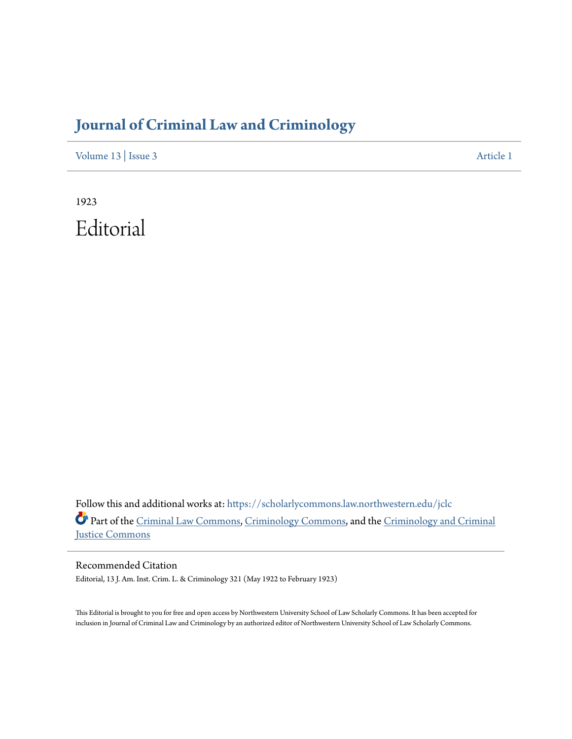# Journal of Criminal Law and Criminology

Volume 13 | Issue 3 Article 1

1923

# Editorial

Follow this and additional works at: https://scholarlycommons.law.northwestern.edu/jclc

Part of the Criminal Law Commons, Criminology Commons, and the Criminology and Criminal Justice Commons

## Recommended Citation

Editorial, 13 J. Am. Inst. Crim. L. & Criminology 321 (May 1922 to February 1923)

This Editorial is brought to you for free and open access by Northwestern University School of Law Scholarly Commons. It has been accepted for inclusion in Journal of Criminal Law and Criminology by an authorized editor of Northwestern University School of Law Scholarly Commons.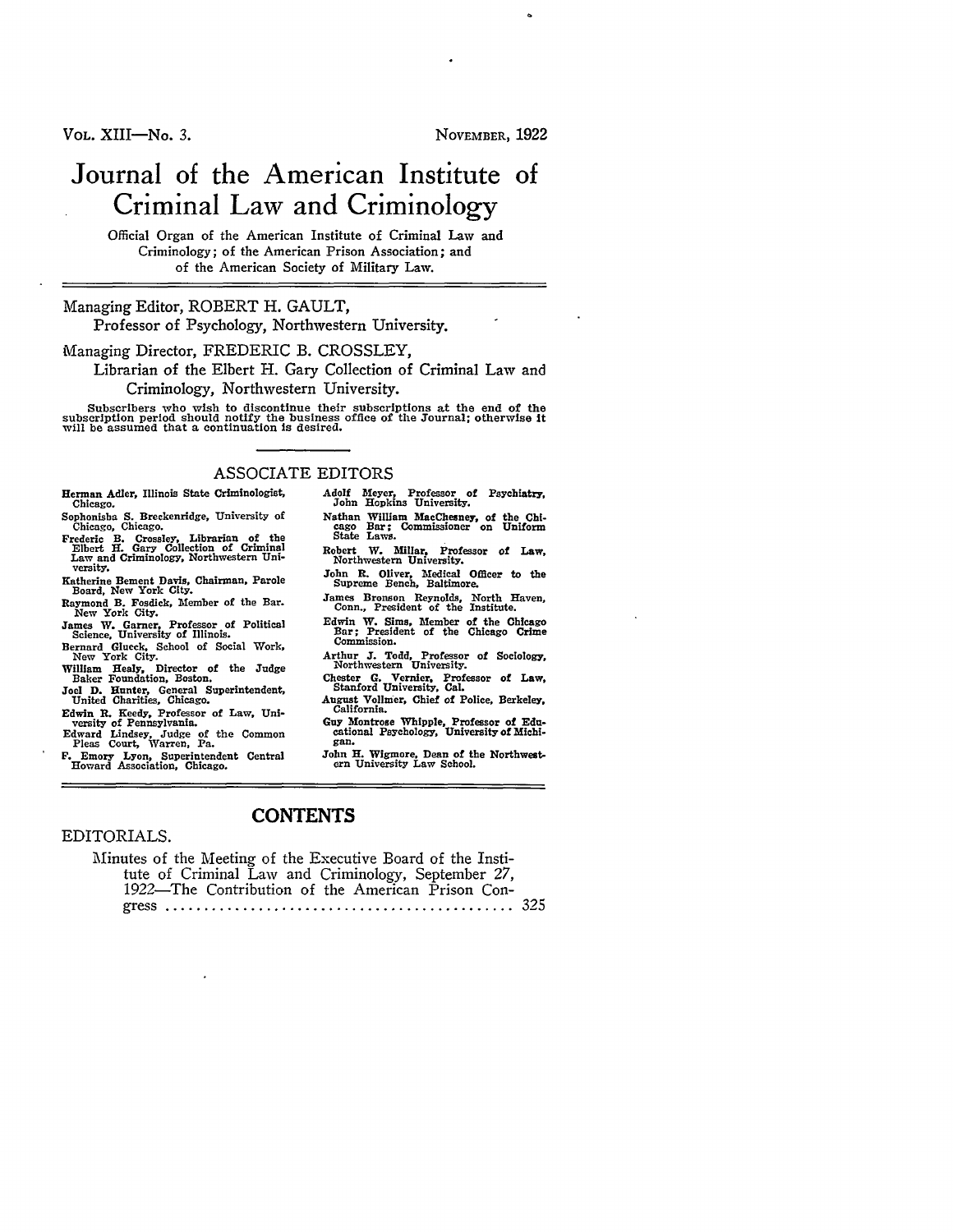VOL. XIII—No. 3. NOVEMBER, 1922

# Journal of the American Institute of Criminal Law and Criminology

Official Organ of the American Institute of Criminal Law and Criminology; of the American Prison Association; and of the American Society of Military Law.

Managing Editor, ROBERT H. GAULT,
Professor of Psychology, Northwestern University.

Managing Director, FREDERIC B. CROSSLEY,
Librarian of the Elbert H. Gary Collection of Criminal Law and Criminology, Northwestern University.

Subscribers who wish to discontinue their subscriptions at the end of the subscription period should notify the business office of the Journal; otherwise it will be assumed that a continuation is desired.

## ASSOCIATE EDITORS

**Herman Adler**, Illinois State Criminologist, Chicago.
**Sophonisba S. Breckenridge**, University of Chicago, Chicago.
**Frederic B. Crossley**, Librarian of the Elbert H. Gary Collection of Criminal Law and Criminology, Northwestern University.
**Katherine Bement Davis**, Chairman, Parole Board, New York City.
**Raymond B. Fosdick**, Member of the Bar, New York City.
**James W. Garner**, Professor of Political Science, University of Illinois.
**Bernard Glueck**, School of Social Work, New York City.
**William Healy**, Director of the Judge Baker Foundation, Boston.
**Joel D. Hunter**, General Superintendent, United Charities, Chicago.
**Edwin R. Keedy**, Professor of Law, University of Pennsylvania.
**Edward Lindsey**, Judge of the Common Pleas Court, Warren, Pa.
**F. Emory Lyon**, Superintendent Central Howard Association, Chicago.
**Adolf Meyer**, Professor of Psychiatry, John Hopkins University.
**Nathan William MacChesney**, of the Chicago Bar; Commissioner on Uniform State Laws.
**Robert W. Millar**, Professor of Law, Northwestern University.
**John R. Oliver**, Medical Officer to the Supreme Bench, Baltimore.
**James Bronson Reynolds**, North Haven, Conn., President of the Institute.
**Edwin W. Sims**, Member of the Chicago Bar; President of the Chicago Crime Commission.
**Arthur J. Todd**, Professor of Sociology, Northwestern University.
**Chester G. Vernier**, Professor of Law, Stanford University, Cal.
**August Vollmer**, Chief of Police, Berkeley, California.
**Guy Montrose Whipple**, Professor of Educational Psychology, University of Michigan.
**John H. Wigmore**, Dean of the Northwestern University Law School.

## CONTENTS

EDITORIALS.

Minutes of the Meeting of the Executive Board of the Institute of Criminal Law and Criminology, September 27, 1922—The Contribution of the American Prison Congress .......... 325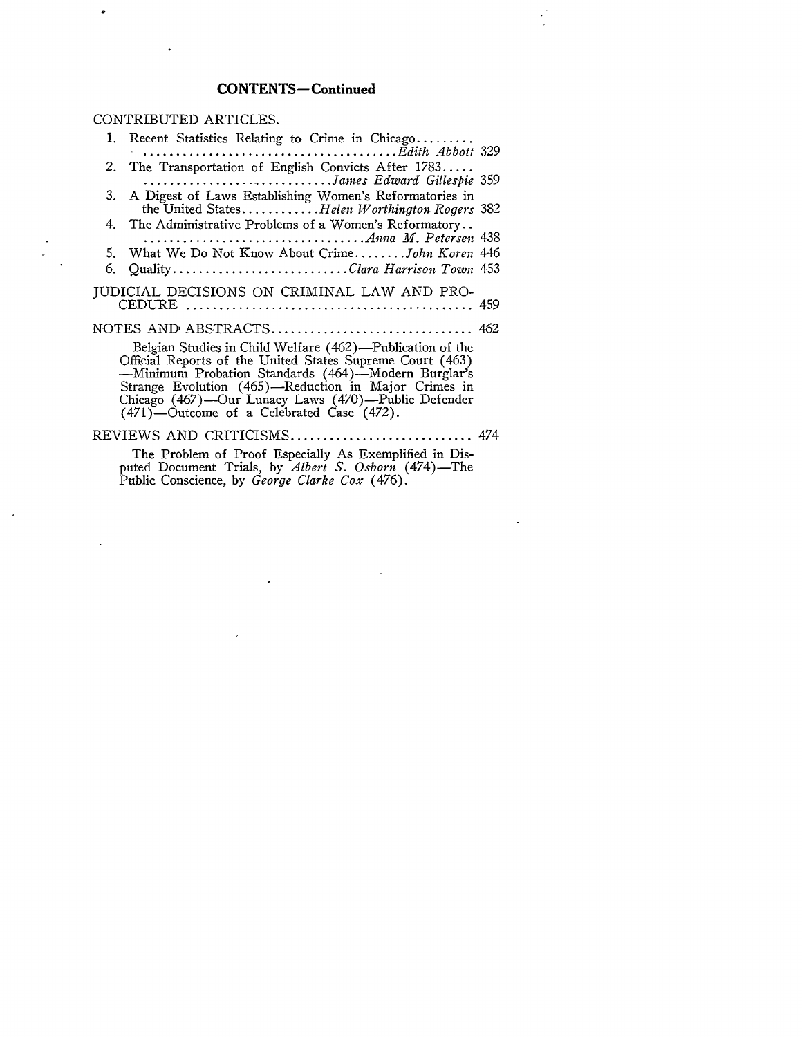## CONTENTS—Continued

CONTRIBUTED ARTICLES.

1. Recent Statistics Relating to Crime in Chicago.........*Edith Abbott* 329
2. The Transportation of English Convicts After 1783.....*James Edward Gillespie* 359
3. A Digest of Laws Establishing Women's Reformatories in the United States............*Helen Worthington Rogers* 382
4. The Administrative Problems of a Women's Reformatory..*Anna M. Petersen* 438
5. What We Do Not Know About Crime........*John Koren* 446
6. Quality...........................*Clara Harrison Town* 453

JUDICIAL DECISIONS ON CRIMINAL LAW AND PROCEDURE ........................................... 459

NOTES AND ABSTRACTS.............................. 462

Belgian Studies in Child Welfare (462)—Publication of the Official Reports of the United States Supreme Court (463)—Minimum Probation Standards (464)—Modern Burglar's Strange Evolution (465)—Reduction in Major Crimes in Chicago (467)—Our Lunacy Laws (470)—Public Defender (471)—Outcome of a Celebrated Case (472).

REVIEWS AND CRITICISMS........................... 474

The Problem of Proof Especially As Exemplified in Disputed Document Trials, by *Albert S. Osborn* (474)—The Public Conscience, by *George Clarke Cox* (476).